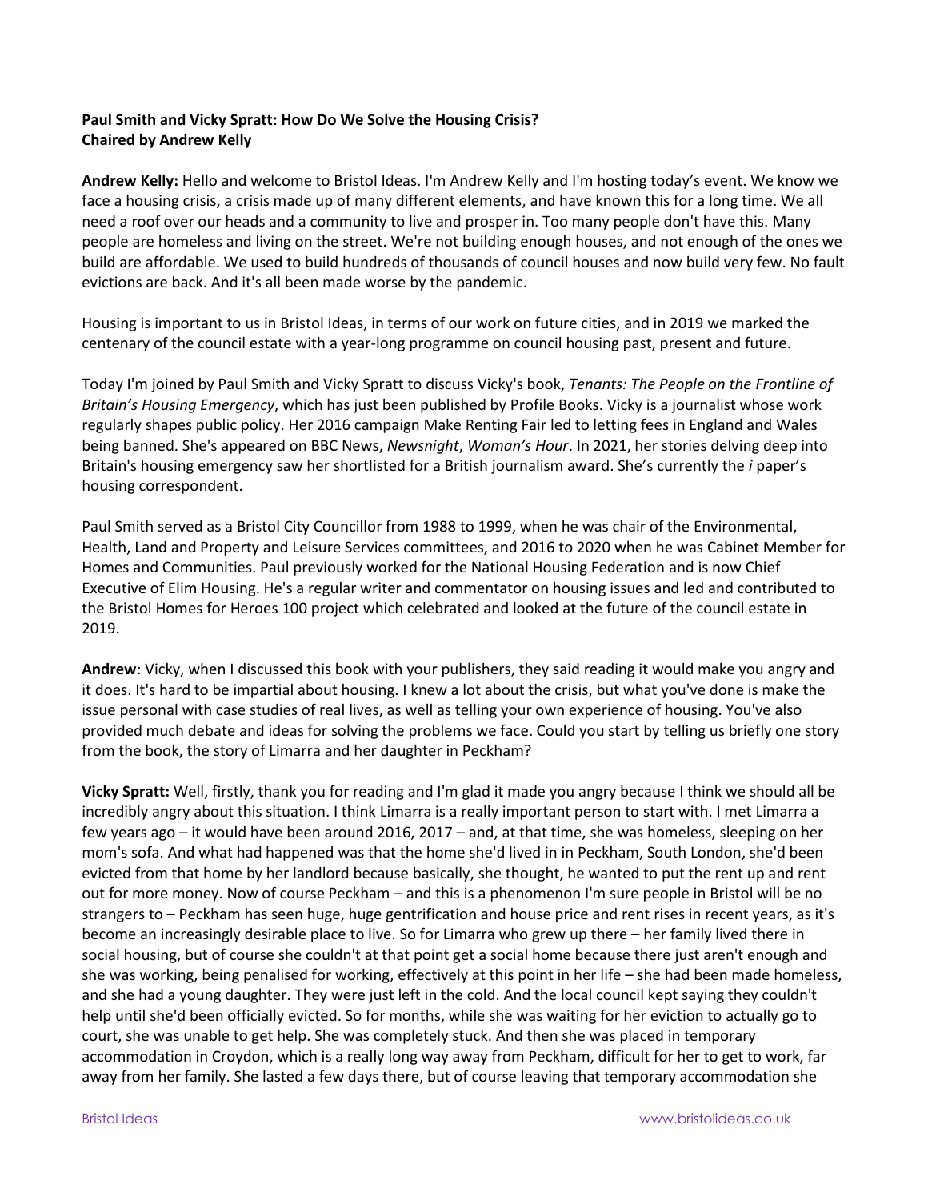**Paul Smith and Vicky Spratt: How Do We Solve the Housing Crisis?**
**Chaired by Andrew Kelly**

**Andrew Kelly:** Hello and welcome to Bristol Ideas. I'm Andrew Kelly and I'm hosting today's event. We know we face a housing crisis, a crisis made up of many different elements, and have known this for a long time. We all need a roof over our heads and a community to live and prosper in. Too many people don't have this. Many people are homeless and living on the street. We're not building enough houses, and not enough of the ones we build are affordable. We used to build hundreds of thousands of council houses and now build very few. No fault evictions are back. And it's all been made worse by the pandemic.

Housing is important to us in Bristol Ideas, in terms of our work on future cities, and in 2019 we marked the centenary of the council estate with a year-long programme on council housing past, present and future.

Today I'm joined by Paul Smith and Vicky Spratt to discuss Vicky's book, *Tenants: The People on the Frontline of Britain's Housing Emergency*, which has just been published by Profile Books. Vicky is a journalist whose work regularly shapes public policy. Her 2016 campaign Make Renting Fair led to letting fees in England and Wales being banned. She's appeared on BBC News, *Newsnight*, *Woman's Hour*. In 2021, her stories delving deep into Britain's housing emergency saw her shortlisted for a British journalism award. She's currently the *i* paper's housing correspondent.

Paul Smith served as a Bristol City Councillor from 1988 to 1999, when he was chair of the Environmental, Health, Land and Property and Leisure Services committees, and 2016 to 2020 when he was Cabinet Member for Homes and Communities. Paul previously worked for the National Housing Federation and is now Chief Executive of Elim Housing. He's a regular writer and commentator on housing issues and led and contributed to the Bristol Homes for Heroes 100 project which celebrated and looked at the future of the council estate in 2019.

**Andrew**: Vicky, when I discussed this book with your publishers, they said reading it would make you angry and it does. It's hard to be impartial about housing. I knew a lot about the crisis, but what you've done is make the issue personal with case studies of real lives, as well as telling your own experience of housing. You've also provided much debate and ideas for solving the problems we face. Could you start by telling us briefly one story from the book, the story of Limarra and her daughter in Peckham?

**Vicky Spratt:** Well, firstly, thank you for reading and I'm glad it made you angry because I think we should all be incredibly angry about this situation. I think Limarra is a really important person to start with. I met Limarra a few years ago – it would have been around 2016, 2017 – and, at that time, she was homeless, sleeping on her mom's sofa. And what had happened was that the home she'd lived in in Peckham, South London, she'd been evicted from that home by her landlord because basically, she thought, he wanted to put the rent up and rent out for more money. Now of course Peckham – and this is a phenomenon I'm sure people in Bristol will be no strangers to – Peckham has seen huge, huge gentrification and house price and rent rises in recent years, as it's become an increasingly desirable place to live. So for Limarra who grew up there – her family lived there in social housing, but of course she couldn't at that point get a social home because there just aren't enough and she was working, being penalised for working, effectively at this point in her life – she had been made homeless, and she had a young daughter. They were just left in the cold. And the local council kept saying they couldn't help until she'd been officially evicted. So for months, while she was waiting for her eviction to actually go to court, she was unable to get help. She was completely stuck. And then she was placed in temporary accommodation in Croydon, which is a really long way away from Peckham, difficult for her to get to work, far away from her family. She lasted a few days there, but of course leaving that temporary accommodation she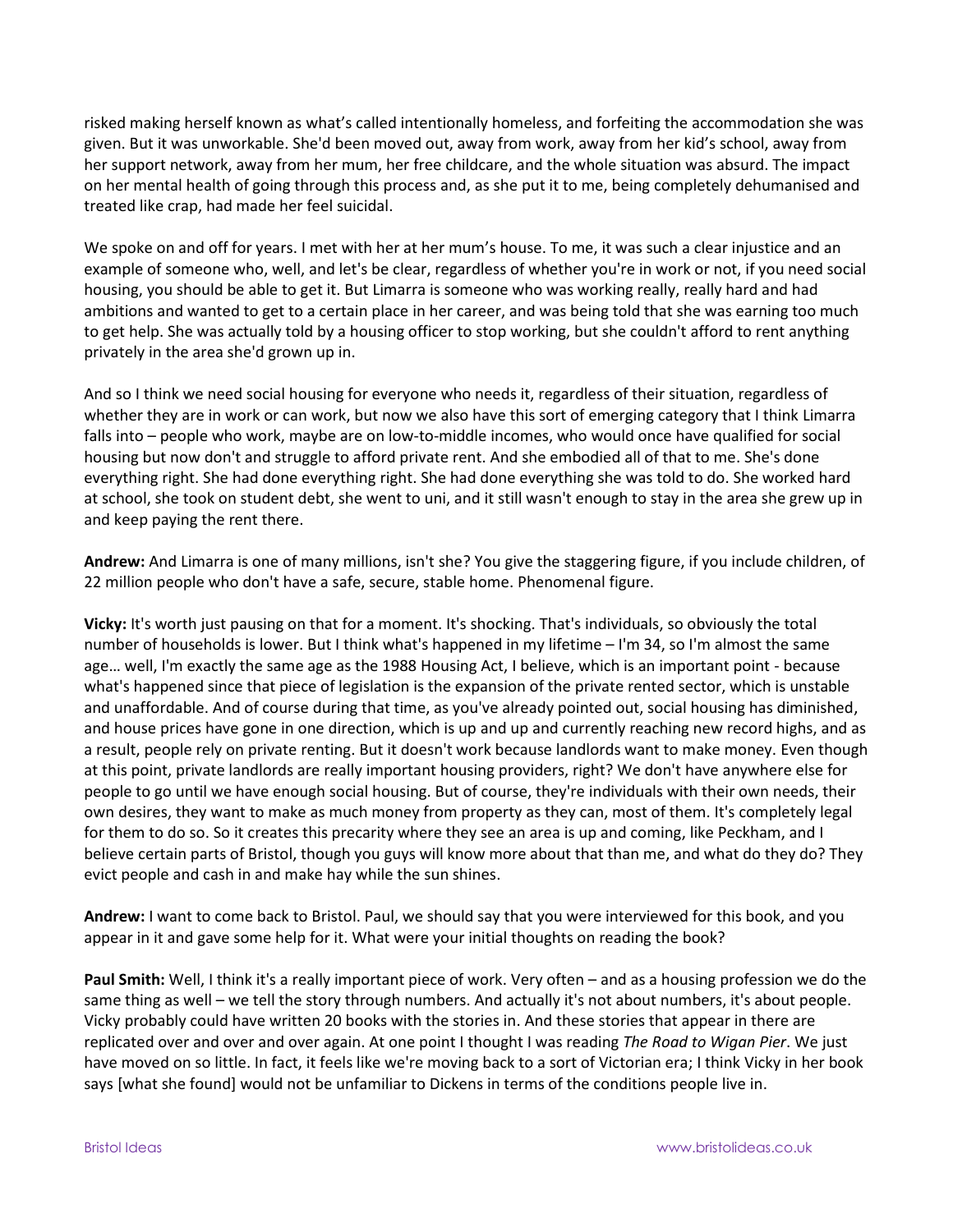risked making herself known as what's called intentionally homeless, and forfeiting the accommodation she was given. But it was unworkable. She'd been moved out, away from work, away from her kid's school, away from her support network, away from her mum, her free childcare, and the whole situation was absurd. The impact on her mental health of going through this process and, as she put it to me, being completely dehumanised and treated like crap, had made her feel suicidal.

We spoke on and off for years. I met with her at her mum's house. To me, it was such a clear injustice and an example of someone who, well, and let's be clear, regardless of whether you're in work or not, if you need social housing, you should be able to get it. But Limarra is someone who was working really, really hard and had ambitions and wanted to get to a certain place in her career, and was being told that she was earning too much to get help. She was actually told by a housing officer to stop working, but she couldn't afford to rent anything privately in the area she'd grown up in.

And so I think we need social housing for everyone who needs it, regardless of their situation, regardless of whether they are in work or can work, but now we also have this sort of emerging category that I think Limarra falls into – people who work, maybe are on low-to-middle incomes, who would once have qualified for social housing but now don't and struggle to afford private rent. And she embodied all of that to me. She's done everything right. She had done everything right. She had done everything she was told to do. She worked hard at school, she took on student debt, she went to uni, and it still wasn't enough to stay in the area she grew up in and keep paying the rent there.

**Andrew:** And Limarra is one of many millions, isn't she? You give the staggering figure, if you include children, of 22 million people who don't have a safe, secure, stable home. Phenomenal figure.

**Vicky:** It's worth just pausing on that for a moment. It's shocking. That's individuals, so obviously the total number of households is lower. But I think what's happened in my lifetime – I'm 34, so I'm almost the same age… well, I'm exactly the same age as the 1988 Housing Act, I believe, which is an important point - because what's happened since that piece of legislation is the expansion of the private rented sector, which is unstable and unaffordable. And of course during that time, as you've already pointed out, social housing has diminished, and house prices have gone in one direction, which is up and up and currently reaching new record highs, and as a result, people rely on private renting. But it doesn't work because landlords want to make money. Even though at this point, private landlords are really important housing providers, right? We don't have anywhere else for people to go until we have enough social housing. But of course, they're individuals with their own needs, their own desires, they want to make as much money from property as they can, most of them. It's completely legal for them to do so. So it creates this precarity where they see an area is up and coming, like Peckham, and I believe certain parts of Bristol, though you guys will know more about that than me, and what do they do? They evict people and cash in and make hay while the sun shines.

**Andrew:** I want to come back to Bristol. Paul, we should say that you were interviewed for this book, and you appear in it and gave some help for it. What were your initial thoughts on reading the book?

**Paul Smith:** Well, I think it's a really important piece of work. Very often – and as a housing profession we do the same thing as well – we tell the story through numbers. And actually it's not about numbers, it's about people. Vicky probably could have written 20 books with the stories in. And these stories that appear in there are replicated over and over and over again. At one point I thought I was reading *The Road to Wigan Pier*. We just have moved on so little. In fact, it feels like we're moving back to a sort of Victorian era; I think Vicky in her book says [what she found] would not be unfamiliar to Dickens in terms of the conditions people live in.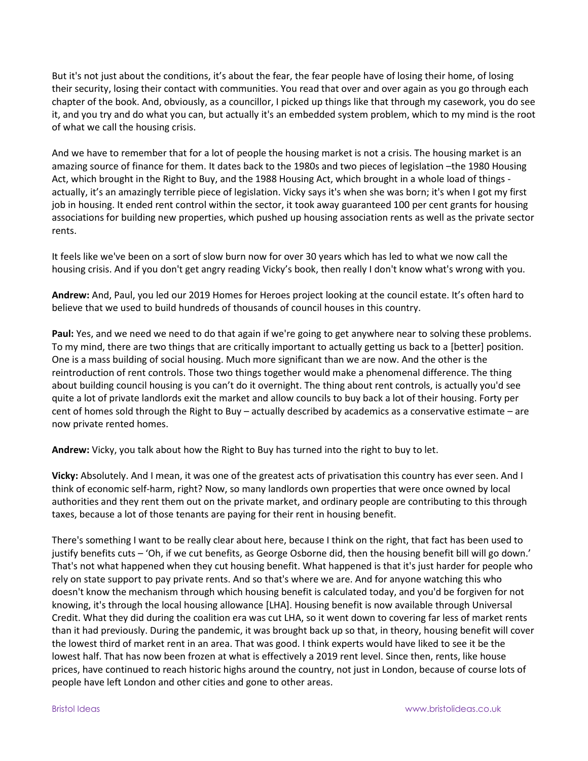But it's not just about the conditions, it’s about the fear, the fear people have of losing their home, of losing their security, losing their contact with communities. You read that over and over again as you go through each chapter of the book. And, obviously, as a councillor, I picked up things like that through my casework, you do see it, and you try and do what you can, but actually it's an embedded system problem, which to my mind is the root of what we call the housing crisis.

And we have to remember that for a lot of people the housing market is not a crisis. The housing market is an amazing source of finance for them. It dates back to the 1980s and two pieces of legislation –the 1980 Housing Act, which brought in the Right to Buy, and the 1988 Housing Act, which brought in a whole load of things - actually, it’s an amazingly terrible piece of legislation. Vicky says it's when she was born; it's when I got my first job in housing. It ended rent control within the sector, it took away guaranteed 100 per cent grants for housing associations for building new properties, which pushed up housing association rents as well as the private sector rents.

It feels like we've been on a sort of slow burn now for over 30 years which has led to what we now call the housing crisis. And if you don't get angry reading Vicky’s book, then really I don't know what's wrong with you.

**Andrew:** And, Paul, you led our 2019 Homes for Heroes project looking at the council estate. It’s often hard to believe that we used to build hundreds of thousands of council houses in this country.

**Paul:** Yes, and we need we need to do that again if we're going to get anywhere near to solving these problems. To my mind, there are two things that are critically important to actually getting us back to a [better] position. One is a mass building of social housing. Much more significant than we are now. And the other is the reintroduction of rent controls. Those two things together would make a phenomenal difference. The thing about building council housing is you can’t do it overnight. The thing about rent controls, is actually you'd see quite a lot of private landlords exit the market and allow councils to buy back a lot of their housing. Forty per cent of homes sold through the Right to Buy – actually described by academics as a conservative estimate – are now private rented homes.

**Andrew:** Vicky, you talk about how the Right to Buy has turned into the right to buy to let.

**Vicky:** Absolutely. And I mean, it was one of the greatest acts of privatisation this country has ever seen. And I think of economic self-harm, right? Now, so many landlords own properties that were once owned by local authorities and they rent them out on the private market, and ordinary people are contributing to this through taxes, because a lot of those tenants are paying for their rent in housing benefit.

There's something I want to be really clear about here, because I think on the right, that fact has been used to justify benefits cuts – ‘Oh, if we cut benefits, as George Osborne did, then the housing benefit bill will go down.’ That's not what happened when they cut housing benefit. What happened is that it's just harder for people who rely on state support to pay private rents. And so that's where we are. And for anyone watching this who doesn't know the mechanism through which housing benefit is calculated today, and you'd be forgiven for not knowing, it's through the local housing allowance [LHA]. Housing benefit is now available through Universal Credit. What they did during the coalition era was cut LHA, so it went down to covering far less of market rents than it had previously. During the pandemic, it was brought back up so that, in theory, housing benefit will cover the lowest third of market rent in an area. That was good. I think experts would have liked to see it be the lowest half. That has now been frozen at what is effectively a 2019 rent level. Since then, rents, like house prices, have continued to reach historic highs around the country, not just in London, because of course lots of people have left London and other cities and gone to other areas.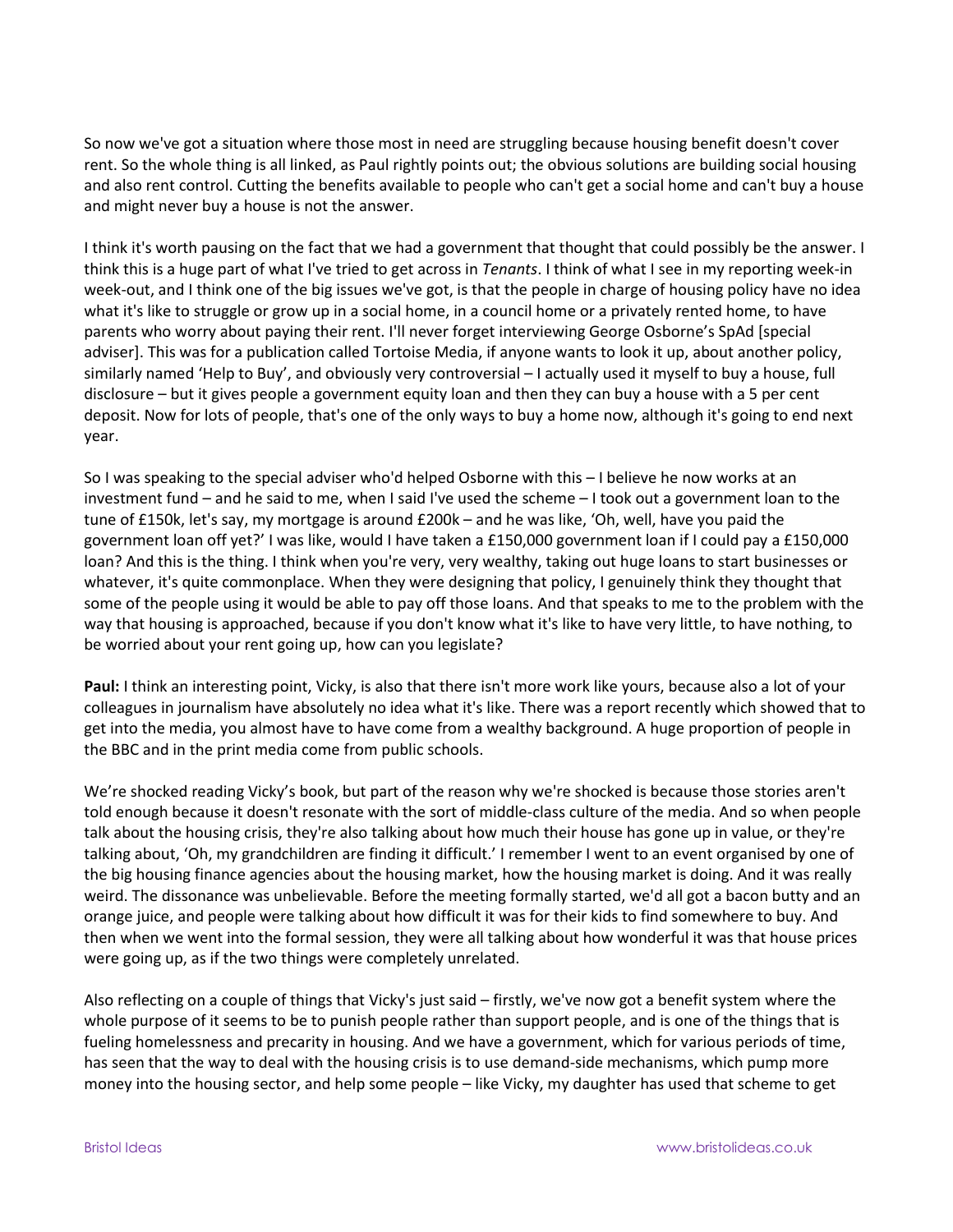So now we've got a situation where those most in need are struggling because housing benefit doesn't cover rent. So the whole thing is all linked, as Paul rightly points out; the obvious solutions are building social housing and also rent control. Cutting the benefits available to people who can't get a social home and can't buy a house and might never buy a house is not the answer.

I think it's worth pausing on the fact that we had a government that thought that could possibly be the answer. I think this is a huge part of what I've tried to get across in *Tenants*. I think of what I see in my reporting week-in week-out, and I think one of the big issues we've got, is that the people in charge of housing policy have no idea what it's like to struggle or grow up in a social home, in a council home or a privately rented home, to have parents who worry about paying their rent. I'll never forget interviewing George Osborne's SpAd [special adviser]. This was for a publication called Tortoise Media, if anyone wants to look it up, about another policy, similarly named 'Help to Buy', and obviously very controversial – I actually used it myself to buy a house, full disclosure – but it gives people a government equity loan and then they can buy a house with a 5 per cent deposit. Now for lots of people, that's one of the only ways to buy a home now, although it's going to end next year.

So I was speaking to the special adviser who'd helped Osborne with this – I believe he now works at an investment fund – and he said to me, when I said I've used the scheme – I took out a government loan to the tune of £150k, let's say, my mortgage is around £200k – and he was like, 'Oh, well, have you paid the government loan off yet?' I was like, would I have taken a £150,000 government loan if I could pay a £150,000 loan? And this is the thing. I think when you're very, very wealthy, taking out huge loans to start businesses or whatever, it's quite commonplace. When they were designing that policy, I genuinely think they thought that some of the people using it would be able to pay off those loans. And that speaks to me to the problem with the way that housing is approached, because if you don't know what it's like to have very little, to have nothing, to be worried about your rent going up, how can you legislate?

**Paul:** I think an interesting point, Vicky, is also that there isn't more work like yours, because also a lot of your colleagues in journalism have absolutely no idea what it's like. There was a report recently which showed that to get into the media, you almost have to have come from a wealthy background. A huge proportion of people in the BBC and in the print media come from public schools.

We're shocked reading Vicky's book, but part of the reason why we're shocked is because those stories aren't told enough because it doesn't resonate with the sort of middle-class culture of the media. And so when people talk about the housing crisis, they're also talking about how much their house has gone up in value, or they're talking about, 'Oh, my grandchildren are finding it difficult.' I remember I went to an event organised by one of the big housing finance agencies about the housing market, how the housing market is doing. And it was really weird. The dissonance was unbelievable. Before the meeting formally started, we'd all got a bacon butty and an orange juice, and people were talking about how difficult it was for their kids to find somewhere to buy. And then when we went into the formal session, they were all talking about how wonderful it was that house prices were going up, as if the two things were completely unrelated.

Also reflecting on a couple of things that Vicky's just said – firstly, we've now got a benefit system where the whole purpose of it seems to be to punish people rather than support people, and is one of the things that is fueling homelessness and precarity in housing. And we have a government, which for various periods of time, has seen that the way to deal with the housing crisis is to use demand-side mechanisms, which pump more money into the housing sector, and help some people – like Vicky, my daughter has used that scheme to get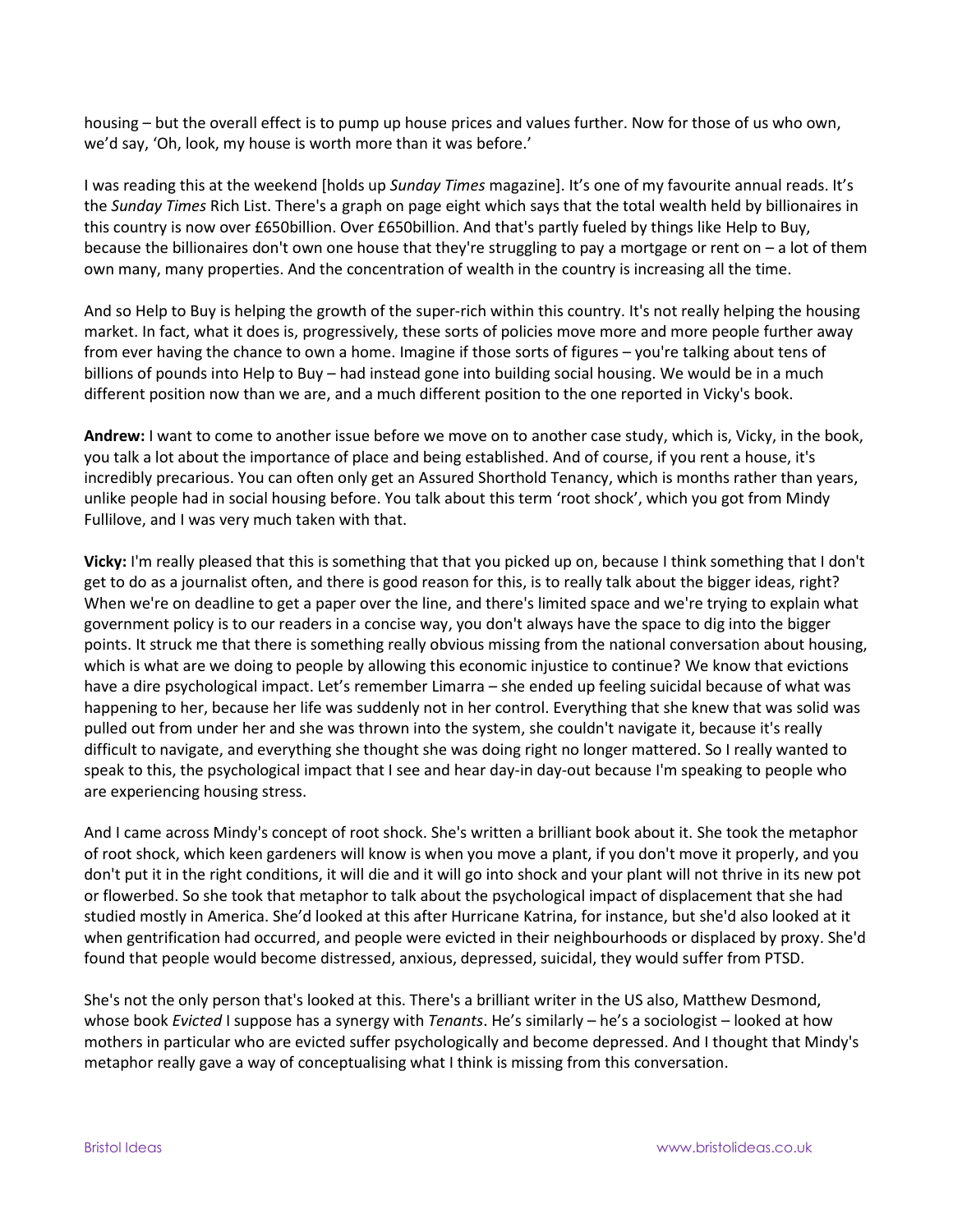housing – but the overall effect is to pump up house prices and values further. Now for those of us who own, we'd say, 'Oh, look, my house is worth more than it was before.'

I was reading this at the weekend [holds up *Sunday Times* magazine]. It's one of my favourite annual reads. It's the *Sunday Times* Rich List. There's a graph on page eight which says that the total wealth held by billionaires in this country is now over £650billion. Over £650billion. And that's partly fueled by things like Help to Buy, because the billionaires don't own one house that they're struggling to pay a mortgage or rent on – a lot of them own many, many properties. And the concentration of wealth in the country is increasing all the time.

And so Help to Buy is helping the growth of the super-rich within this country. It's not really helping the housing market. In fact, what it does is, progressively, these sorts of policies move more and more people further away from ever having the chance to own a home. Imagine if those sorts of figures – you're talking about tens of billions of pounds into Help to Buy – had instead gone into building social housing. We would be in a much different position now than we are, and a much different position to the one reported in Vicky's book.

**Andrew:** I want to come to another issue before we move on to another case study, which is, Vicky, in the book, you talk a lot about the importance of place and being established. And of course, if you rent a house, it's incredibly precarious. You can often only get an Assured Shorthold Tenancy, which is months rather than years, unlike people had in social housing before. You talk about this term 'root shock', which you got from Mindy Fullilove, and I was very much taken with that.

**Vicky:** I'm really pleased that this is something that that you picked up on, because I think something that I don't get to do as a journalist often, and there is good reason for this, is to really talk about the bigger ideas, right? When we're on deadline to get a paper over the line, and there's limited space and we're trying to explain what government policy is to our readers in a concise way, you don't always have the space to dig into the bigger points. It struck me that there is something really obvious missing from the national conversation about housing, which is what are we doing to people by allowing this economic injustice to continue? We know that evictions have a dire psychological impact. Let's remember Limarra – she ended up feeling suicidal because of what was happening to her, because her life was suddenly not in her control. Everything that she knew that was solid was pulled out from under her and she was thrown into the system, she couldn't navigate it, because it's really difficult to navigate, and everything she thought she was doing right no longer mattered. So I really wanted to speak to this, the psychological impact that I see and hear day-in day-out because I'm speaking to people who are experiencing housing stress.

And I came across Mindy's concept of root shock. She's written a brilliant book about it. She took the metaphor of root shock, which keen gardeners will know is when you move a plant, if you don't move it properly, and you don't put it in the right conditions, it will die and it will go into shock and your plant will not thrive in its new pot or flowerbed. So she took that metaphor to talk about the psychological impact of displacement that she had studied mostly in America. She'd looked at this after Hurricane Katrina, for instance, but she'd also looked at it when gentrification had occurred, and people were evicted in their neighbourhoods or displaced by proxy. She'd found that people would become distressed, anxious, depressed, suicidal, they would suffer from PTSD.

She's not the only person that's looked at this. There's a brilliant writer in the US also, Matthew Desmond, whose book *Evicted* I suppose has a synergy with *Tenants*. He's similarly – he's a sociologist – looked at how mothers in particular who are evicted suffer psychologically and become depressed. And I thought that Mindy's metaphor really gave a way of conceptualising what I think is missing from this conversation.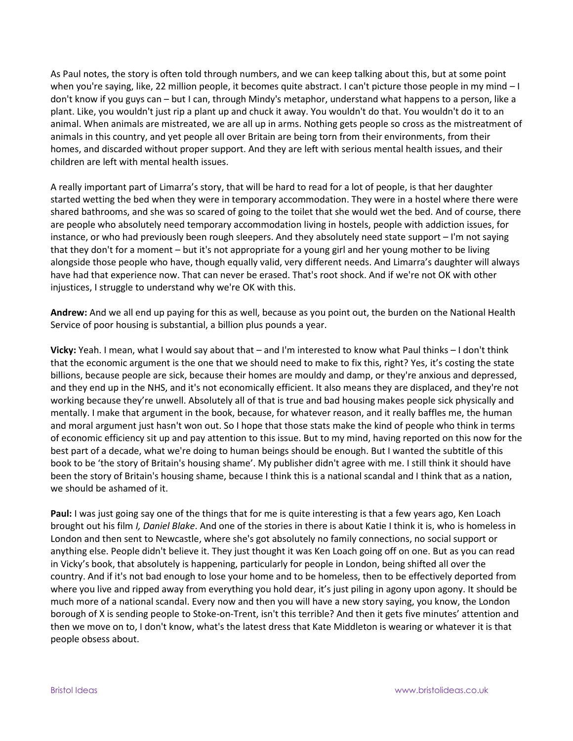As Paul notes, the story is often told through numbers, and we can keep talking about this, but at some point when you're saying, like, 22 million people, it becomes quite abstract. I can't picture those people in my mind – I don't know if you guys can – but I can, through Mindy's metaphor, understand what happens to a person, like a plant. Like, you wouldn't just rip a plant up and chuck it away. You wouldn't do that. You wouldn't do it to an animal. When animals are mistreated, we are all up in arms. Nothing gets people so cross as the mistreatment of animals in this country, and yet people all over Britain are being torn from their environments, from their homes, and discarded without proper support. And they are left with serious mental health issues, and their children are left with mental health issues.

A really important part of Limarra's story, that will be hard to read for a lot of people, is that her daughter started wetting the bed when they were in temporary accommodation. They were in a hostel where there were shared bathrooms, and she was so scared of going to the toilet that she would wet the bed. And of course, there are people who absolutely need temporary accommodation living in hostels, people with addiction issues, for instance, or who had previously been rough sleepers. And they absolutely need state support – I'm not saying that they don't for a moment – but it's not appropriate for a young girl and her young mother to be living alongside those people who have, though equally valid, very different needs. And Limarra's daughter will always have had that experience now. That can never be erased. That's root shock. And if we're not OK with other injustices, I struggle to understand why we're OK with this.

**Andrew:** And we all end up paying for this as well, because as you point out, the burden on the National Health Service of poor housing is substantial, a billion plus pounds a year.

**Vicky:** Yeah. I mean, what I would say about that – and I'm interested to know what Paul thinks – I don't think that the economic argument is the one that we should need to make to fix this, right? Yes, it's costing the state billions, because people are sick, because their homes are mouldy and damp, or they're anxious and depressed, and they end up in the NHS, and it's not economically efficient. It also means they are displaced, and they're not working because they're unwell. Absolutely all of that is true and bad housing makes people sick physically and mentally. I make that argument in the book, because, for whatever reason, and it really baffles me, the human and moral argument just hasn't won out. So I hope that those stats make the kind of people who think in terms of economic efficiency sit up and pay attention to this issue. But to my mind, having reported on this now for the best part of a decade, what we're doing to human beings should be enough. But I wanted the subtitle of this book to be 'the story of Britain's housing shame'. My publisher didn't agree with me. I still think it should have been the story of Britain's housing shame, because I think this is a national scandal and I think that as a nation, we should be ashamed of it.

**Paul:** I was just going say one of the things that for me is quite interesting is that a few years ago, Ken Loach brought out his film *I, Daniel Blake*. And one of the stories in there is about Katie I think it is, who is homeless in London and then sent to Newcastle, where she's got absolutely no family connections, no social support or anything else. People didn't believe it. They just thought it was Ken Loach going off on one. But as you can read in Vicky's book, that absolutely is happening, particularly for people in London, being shifted all over the country. And if it's not bad enough to lose your home and to be homeless, then to be effectively deported from where you live and ripped away from everything you hold dear, it's just piling in agony upon agony. It should be much more of a national scandal. Every now and then you will have a new story saying, you know, the London borough of X is sending people to Stoke-on-Trent, isn't this terrible? And then it gets five minutes' attention and then we move on to, I don't know, what's the latest dress that Kate Middleton is wearing or whatever it is that people obsess about.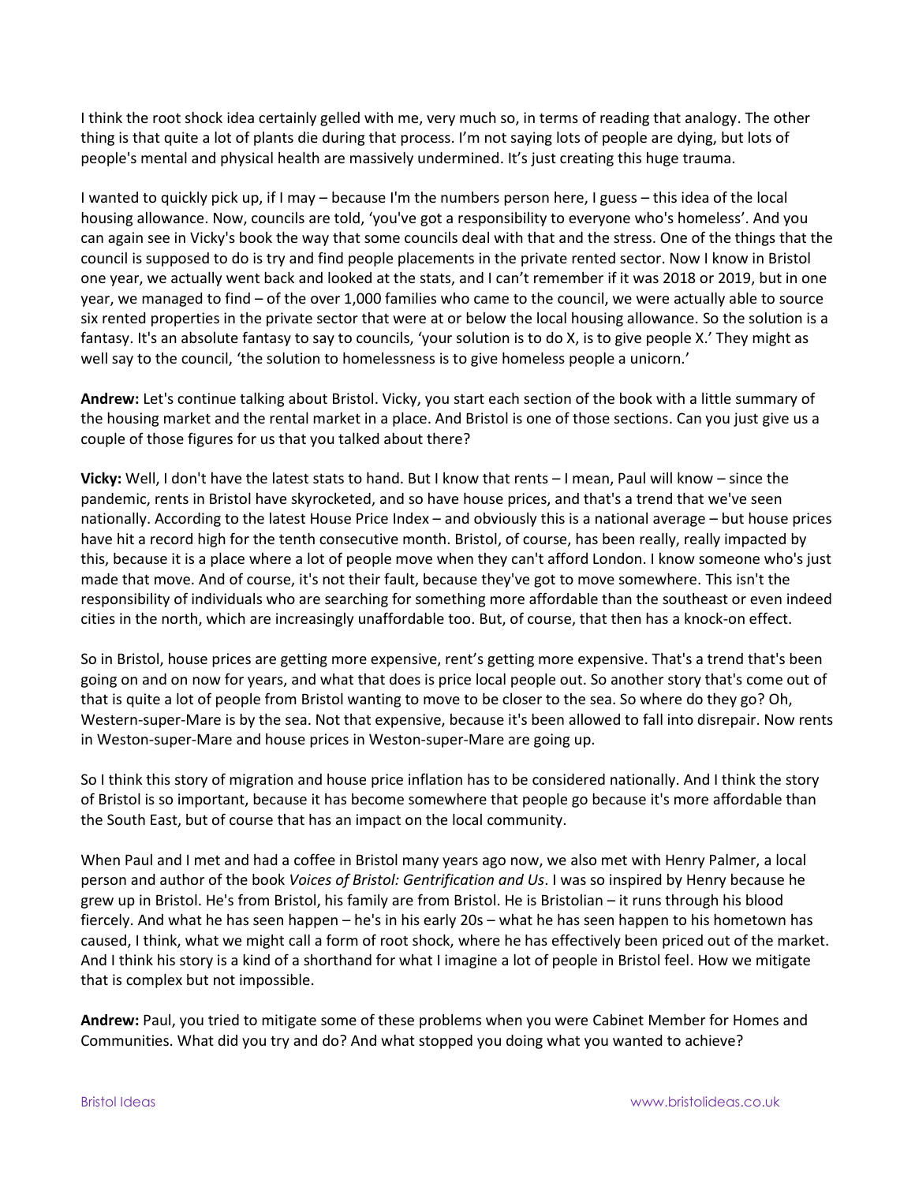I think the root shock idea certainly gelled with me, very much so, in terms of reading that analogy. The other thing is that quite a lot of plants die during that process. I'm not saying lots of people are dying, but lots of people's mental and physical health are massively undermined. It's just creating this huge trauma.

I wanted to quickly pick up, if I may – because I'm the numbers person here, I guess – this idea of the local housing allowance. Now, councils are told, 'you've got a responsibility to everyone who's homeless'. And you can again see in Vicky's book the way that some councils deal with that and the stress. One of the things that the council is supposed to do is try and find people placements in the private rented sector. Now I know in Bristol one year, we actually went back and looked at the stats, and I can't remember if it was 2018 or 2019, but in one year, we managed to find – of the over 1,000 families who came to the council, we were actually able to source six rented properties in the private sector that were at or below the local housing allowance. So the solution is a fantasy. It's an absolute fantasy to say to councils, 'your solution is to do X, is to give people X.' They might as well say to the council, 'the solution to homelessness is to give homeless people a unicorn.'

**Andrew:** Let's continue talking about Bristol. Vicky, you start each section of the book with a little summary of the housing market and the rental market in a place. And Bristol is one of those sections. Can you just give us a couple of those figures for us that you talked about there?

**Vicky:** Well, I don't have the latest stats to hand. But I know that rents – I mean, Paul will know – since the pandemic, rents in Bristol have skyrocketed, and so have house prices, and that's a trend that we've seen nationally. According to the latest House Price Index – and obviously this is a national average – but house prices have hit a record high for the tenth consecutive month. Bristol, of course, has been really, really impacted by this, because it is a place where a lot of people move when they can't afford London. I know someone who's just made that move. And of course, it's not their fault, because they've got to move somewhere. This isn't the responsibility of individuals who are searching for something more affordable than the southeast or even indeed cities in the north, which are increasingly unaffordable too. But, of course, that then has a knock-on effect.

So in Bristol, house prices are getting more expensive, rent's getting more expensive. That's a trend that's been going on and on now for years, and what that does is price local people out. So another story that's come out of that is quite a lot of people from Bristol wanting to move to be closer to the sea. So where do they go? Oh, Western-super-Mare is by the sea. Not that expensive, because it's been allowed to fall into disrepair. Now rents in Weston-super-Mare and house prices in Weston-super-Mare are going up.

So I think this story of migration and house price inflation has to be considered nationally. And I think the story of Bristol is so important, because it has become somewhere that people go because it's more affordable than the South East, but of course that has an impact on the local community.

When Paul and I met and had a coffee in Bristol many years ago now, we also met with Henry Palmer, a local person and author of the book *Voices of Bristol: Gentrification and Us*. I was so inspired by Henry because he grew up in Bristol. He's from Bristol, his family are from Bristol. He is Bristolian – it runs through his blood fiercely. And what he has seen happen – he's in his early 20s – what he has seen happen to his hometown has caused, I think, what we might call a form of root shock, where he has effectively been priced out of the market. And I think his story is a kind of a shorthand for what I imagine a lot of people in Bristol feel. How we mitigate that is complex but not impossible.

**Andrew:** Paul, you tried to mitigate some of these problems when you were Cabinet Member for Homes and Communities. What did you try and do? And what stopped you doing what you wanted to achieve?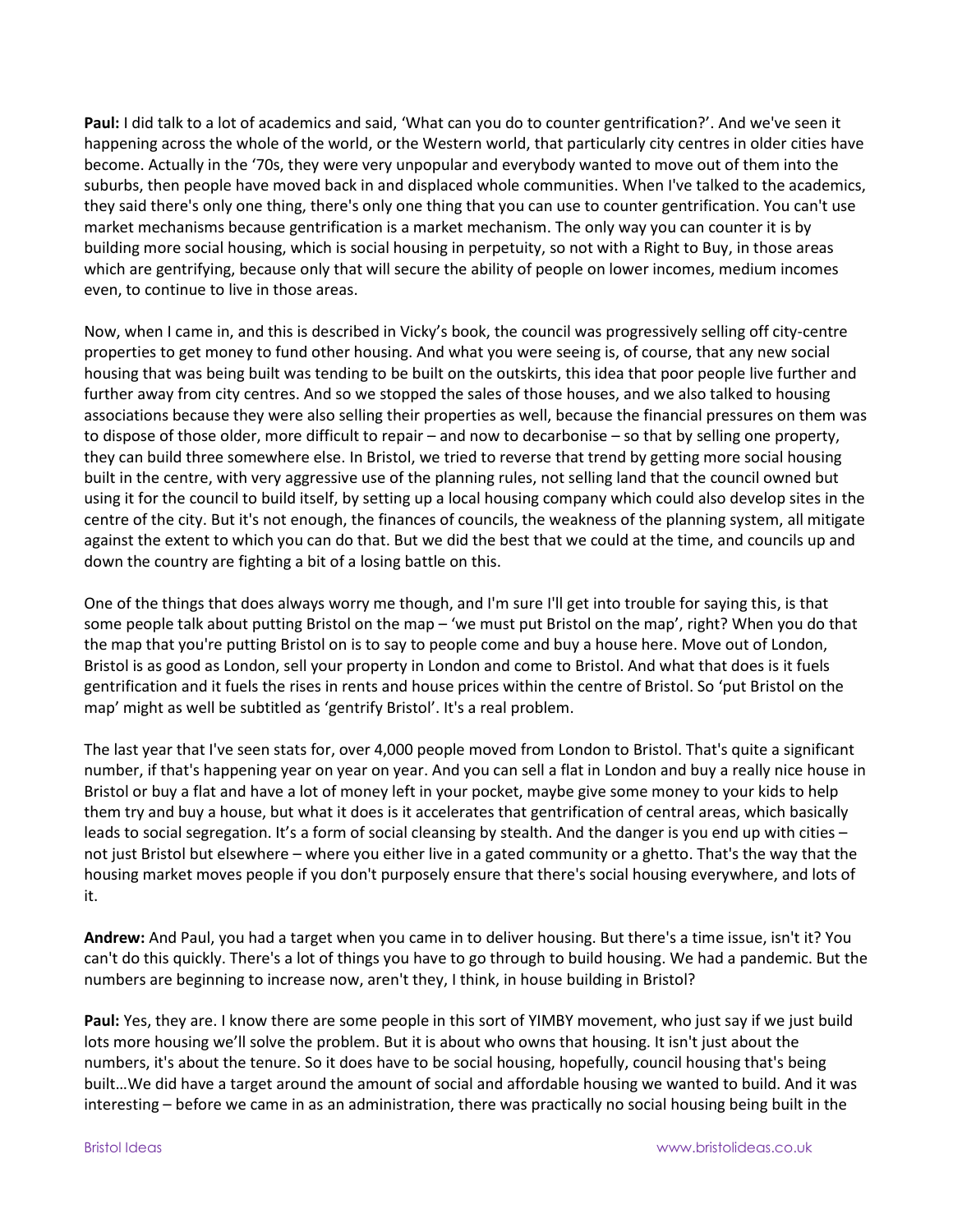**Paul:** I did talk to a lot of academics and said, 'What can you do to counter gentrification?'. And we've seen it happening across the whole of the world, or the Western world, that particularly city centres in older cities have become. Actually in the '70s, they were very unpopular and everybody wanted to move out of them into the suburbs, then people have moved back in and displaced whole communities. When I've talked to the academics, they said there's only one thing, there's only one thing that you can use to counter gentrification. You can't use market mechanisms because gentrification is a market mechanism. The only way you can counter it is by building more social housing, which is social housing in perpetuity, so not with a Right to Buy, in those areas which are gentrifying, because only that will secure the ability of people on lower incomes, medium incomes even, to continue to live in those areas.

Now, when I came in, and this is described in Vicky's book, the council was progressively selling off city-centre properties to get money to fund other housing. And what you were seeing is, of course, that any new social housing that was being built was tending to be built on the outskirts, this idea that poor people live further and further away from city centres. And so we stopped the sales of those houses, and we also talked to housing associations because they were also selling their properties as well, because the financial pressures on them was to dispose of those older, more difficult to repair – and now to decarbonise – so that by selling one property, they can build three somewhere else. In Bristol, we tried to reverse that trend by getting more social housing built in the centre, with very aggressive use of the planning rules, not selling land that the council owned but using it for the council to build itself, by setting up a local housing company which could also develop sites in the centre of the city. But it's not enough, the finances of councils, the weakness of the planning system, all mitigate against the extent to which you can do that. But we did the best that we could at the time, and councils up and down the country are fighting a bit of a losing battle on this.

One of the things that does always worry me though, and I'm sure I'll get into trouble for saying this, is that some people talk about putting Bristol on the map – 'we must put Bristol on the map', right? When you do that the map that you're putting Bristol on is to say to people come and buy a house here. Move out of London, Bristol is as good as London, sell your property in London and come to Bristol. And what that does is it fuels gentrification and it fuels the rises in rents and house prices within the centre of Bristol. So 'put Bristol on the map' might as well be subtitled as 'gentrify Bristol'. It's a real problem.

The last year that I've seen stats for, over 4,000 people moved from London to Bristol. That's quite a significant number, if that's happening year on year on year. And you can sell a flat in London and buy a really nice house in Bristol or buy a flat and have a lot of money left in your pocket, maybe give some money to your kids to help them try and buy a house, but what it does is it accelerates that gentrification of central areas, which basically leads to social segregation. It's a form of social cleansing by stealth. And the danger is you end up with cities – not just Bristol but elsewhere – where you either live in a gated community or a ghetto. That's the way that the housing market moves people if you don't purposely ensure that there's social housing everywhere, and lots of it.

**Andrew:** And Paul, you had a target when you came in to deliver housing. But there's a time issue, isn't it? You can't do this quickly. There's a lot of things you have to go through to build housing. We had a pandemic. But the numbers are beginning to increase now, aren't they, I think, in house building in Bristol?

**Paul:** Yes, they are. I know there are some people in this sort of YIMBY movement, who just say if we just build lots more housing we'll solve the problem. But it is about who owns that housing. It isn't just about the numbers, it's about the tenure. So it does have to be social housing, hopefully, council housing that's being built…We did have a target around the amount of social and affordable housing we wanted to build. And it was interesting – before we came in as an administration, there was practically no social housing being built in the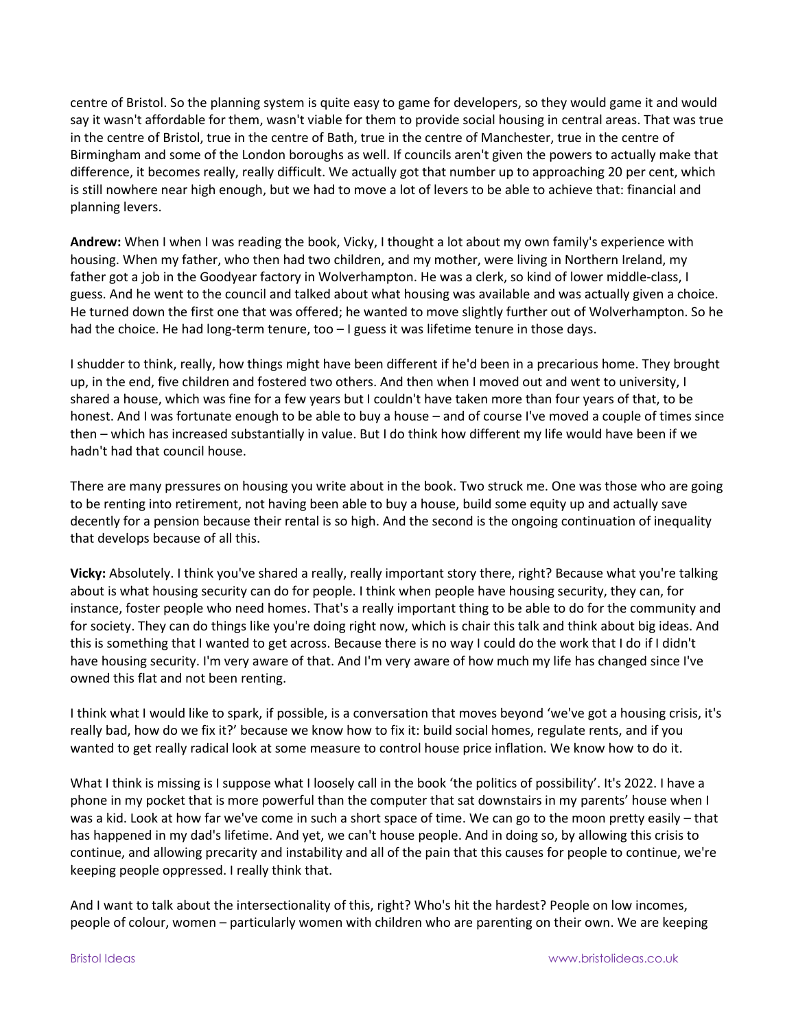centre of Bristol. So the planning system is quite easy to game for developers, so they would game it and would say it wasn't affordable for them, wasn't viable for them to provide social housing in central areas. That was true in the centre of Bristol, true in the centre of Bath, true in the centre of Manchester, true in the centre of Birmingham and some of the London boroughs as well. If councils aren't given the powers to actually make that difference, it becomes really, really difficult. We actually got that number up to approaching 20 per cent, which is still nowhere near high enough, but we had to move a lot of levers to be able to achieve that: financial and planning levers.

**Andrew:** When I when I was reading the book, Vicky, I thought a lot about my own family's experience with housing. When my father, who then had two children, and my mother, were living in Northern Ireland, my father got a job in the Goodyear factory in Wolverhampton. He was a clerk, so kind of lower middle-class, I guess. And he went to the council and talked about what housing was available and was actually given a choice. He turned down the first one that was offered; he wanted to move slightly further out of Wolverhampton. So he had the choice. He had long-term tenure, too – I guess it was lifetime tenure in those days.

I shudder to think, really, how things might have been different if he'd been in a precarious home. They brought up, in the end, five children and fostered two others. And then when I moved out and went to university, I shared a house, which was fine for a few years but I couldn't have taken more than four years of that, to be honest. And I was fortunate enough to be able to buy a house – and of course I've moved a couple of times since then – which has increased substantially in value. But I do think how different my life would have been if we hadn't had that council house.

There are many pressures on housing you write about in the book. Two struck me. One was those who are going to be renting into retirement, not having been able to buy a house, build some equity up and actually save decently for a pension because their rental is so high. And the second is the ongoing continuation of inequality that develops because of all this.

**Vicky:** Absolutely. I think you've shared a really, really important story there, right? Because what you're talking about is what housing security can do for people. I think when people have housing security, they can, for instance, foster people who need homes. That's a really important thing to be able to do for the community and for society. They can do things like you're doing right now, which is chair this talk and think about big ideas. And this is something that I wanted to get across. Because there is no way I could do the work that I do if I didn't have housing security. I'm very aware of that. And I'm very aware of how much my life has changed since I've owned this flat and not been renting.

I think what I would like to spark, if possible, is a conversation that moves beyond 'we've got a housing crisis, it's really bad, how do we fix it?' because we know how to fix it: build social homes, regulate rents, and if you wanted to get really radical look at some measure to control house price inflation. We know how to do it.

What I think is missing is I suppose what I loosely call in the book 'the politics of possibility'. It's 2022. I have a phone in my pocket that is more powerful than the computer that sat downstairs in my parents' house when I was a kid. Look at how far we've come in such a short space of time. We can go to the moon pretty easily – that has happened in my dad's lifetime. And yet, we can't house people. And in doing so, by allowing this crisis to continue, and allowing precarity and instability and all of the pain that this causes for people to continue, we're keeping people oppressed. I really think that.

And I want to talk about the intersectionality of this, right? Who's hit the hardest? People on low incomes, people of colour, women – particularly women with children who are parenting on their own. We are keeping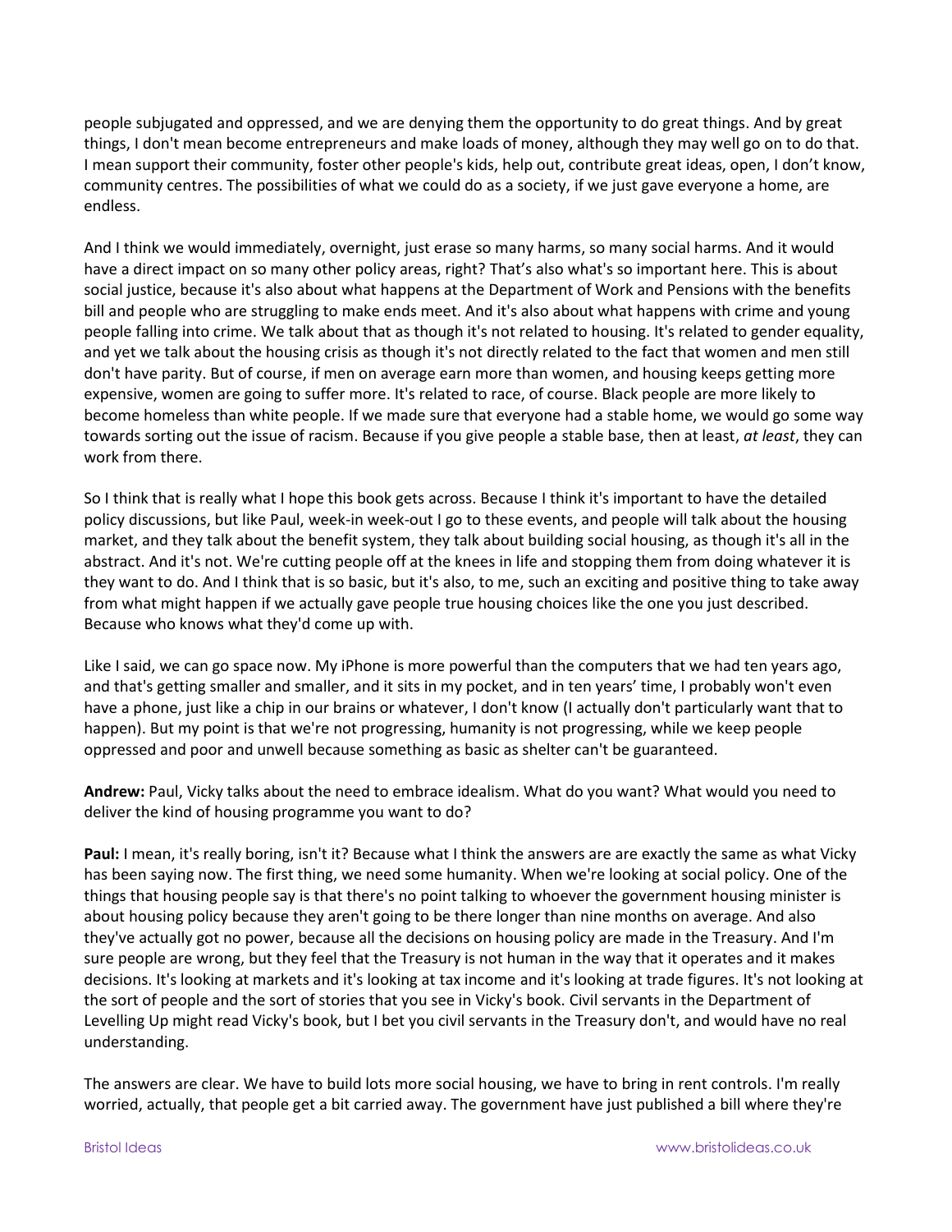people subjugated and oppressed, and we are denying them the opportunity to do great things. And by great things, I don't mean become entrepreneurs and make loads of money, although they may well go on to do that. I mean support their community, foster other people's kids, help out, contribute great ideas, open, I don't know, community centres. The possibilities of what we could do as a society, if we just gave everyone a home, are endless.

And I think we would immediately, overnight, just erase so many harms, so many social harms. And it would have a direct impact on so many other policy areas, right? That's also what's so important here. This is about social justice, because it's also about what happens at the Department of Work and Pensions with the benefits bill and people who are struggling to make ends meet. And it's also about what happens with crime and young people falling into crime. We talk about that as though it's not related to housing. It's related to gender equality, and yet we talk about the housing crisis as though it's not directly related to the fact that women and men still don't have parity. But of course, if men on average earn more than women, and housing keeps getting more expensive, women are going to suffer more. It's related to race, of course. Black people are more likely to become homeless than white people. If we made sure that everyone had a stable home, we would go some way towards sorting out the issue of racism. Because if you give people a stable base, then at least, *at least*, they can work from there.

So I think that is really what I hope this book gets across. Because I think it's important to have the detailed policy discussions, but like Paul, week-in week-out I go to these events, and people will talk about the housing market, and they talk about the benefit system, they talk about building social housing, as though it's all in the abstract. And it's not. We're cutting people off at the knees in life and stopping them from doing whatever it is they want to do. And I think that is so basic, but it's also, to me, such an exciting and positive thing to take away from what might happen if we actually gave people true housing choices like the one you just described. Because who knows what they'd come up with.

Like I said, we can go space now. My iPhone is more powerful than the computers that we had ten years ago, and that's getting smaller and smaller, and it sits in my pocket, and in ten years' time, I probably won't even have a phone, just like a chip in our brains or whatever, I don't know (I actually don't particularly want that to happen). But my point is that we're not progressing, humanity is not progressing, while we keep people oppressed and poor and unwell because something as basic as shelter can't be guaranteed.

**Andrew:** Paul, Vicky talks about the need to embrace idealism. What do you want? What would you need to deliver the kind of housing programme you want to do?

**Paul:** I mean, it's really boring, isn't it? Because what I think the answers are are exactly the same as what Vicky has been saying now. The first thing, we need some humanity. When we're looking at social policy. One of the things that housing people say is that there's no point talking to whoever the government housing minister is about housing policy because they aren't going to be there longer than nine months on average. And also they've actually got no power, because all the decisions on housing policy are made in the Treasury. And I'm sure people are wrong, but they feel that the Treasury is not human in the way that it operates and it makes decisions. It's looking at markets and it's looking at tax income and it's looking at trade figures. It's not looking at the sort of people and the sort of stories that you see in Vicky's book. Civil servants in the Department of Levelling Up might read Vicky's book, but I bet you civil servants in the Treasury don't, and would have no real understanding.

The answers are clear. We have to build lots more social housing, we have to bring in rent controls. I'm really worried, actually, that people get a bit carried away. The government have just published a bill where they're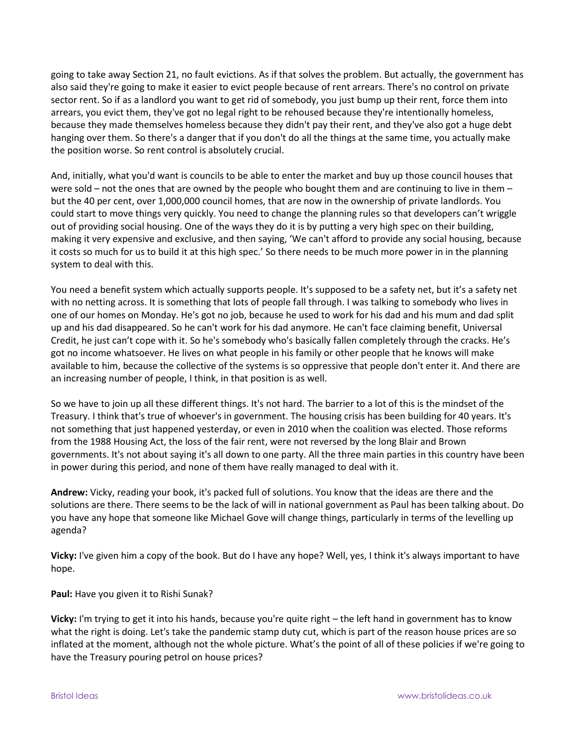going to take away Section 21, no fault evictions. As if that solves the problem. But actually, the government has also said they're going to make it easier to evict people because of rent arrears. There's no control on private sector rent. So if as a landlord you want to get rid of somebody, you just bump up their rent, force them into arrears, you evict them, they've got no legal right to be rehoused because they're intentionally homeless, because they made themselves homeless because they didn't pay their rent, and they've also got a huge debt hanging over them. So there's a danger that if you don't do all the things at the same time, you actually make the position worse. So rent control is absolutely crucial.

And, initially, what you'd want is councils to be able to enter the market and buy up those council houses that were sold – not the ones that are owned by the people who bought them and are continuing to live in them – but the 40 per cent, over 1,000,000 council homes, that are now in the ownership of private landlords. You could start to move things very quickly. You need to change the planning rules so that developers can't wriggle out of providing social housing. One of the ways they do it is by putting a very high spec on their building, making it very expensive and exclusive, and then saying, 'We can't afford to provide any social housing, because it costs so much for us to build it at this high spec.' So there needs to be much more power in in the planning system to deal with this.

You need a benefit system which actually supports people. It's supposed to be a safety net, but it's a safety net with no netting across. It is something that lots of people fall through. I was talking to somebody who lives in one of our homes on Monday. He's got no job, because he used to work for his dad and his mum and dad split up and his dad disappeared. So he can't work for his dad anymore. He can't face claiming benefit, Universal Credit, he just can't cope with it. So he's somebody who's basically fallen completely through the cracks. He's got no income whatsoever. He lives on what people in his family or other people that he knows will make available to him, because the collective of the systems is so oppressive that people don't enter it. And there are an increasing number of people, I think, in that position is as well.

So we have to join up all these different things. It's not hard. The barrier to a lot of this is the mindset of the Treasury. I think that's true of whoever's in government. The housing crisis has been building for 40 years. It's not something that just happened yesterday, or even in 2010 when the coalition was elected. Those reforms from the 1988 Housing Act, the loss of the fair rent, were not reversed by the long Blair and Brown governments. It's not about saying it's all down to one party. All the three main parties in this country have been in power during this period, and none of them have really managed to deal with it.

**Andrew:** Vicky, reading your book, it's packed full of solutions. You know that the ideas are there and the solutions are there. There seems to be the lack of will in national government as Paul has been talking about. Do you have any hope that someone like Michael Gove will change things, particularly in terms of the levelling up agenda?

**Vicky:** I've given him a copy of the book. But do I have any hope? Well, yes, I think it's always important to have hope.

**Paul:** Have you given it to Rishi Sunak?

**Vicky:** I'm trying to get it into his hands, because you're quite right – the left hand in government has to know what the right is doing. Let's take the pandemic stamp duty cut, which is part of the reason house prices are so inflated at the moment, although not the whole picture. What's the point of all of these policies if we're going to have the Treasury pouring petrol on house prices?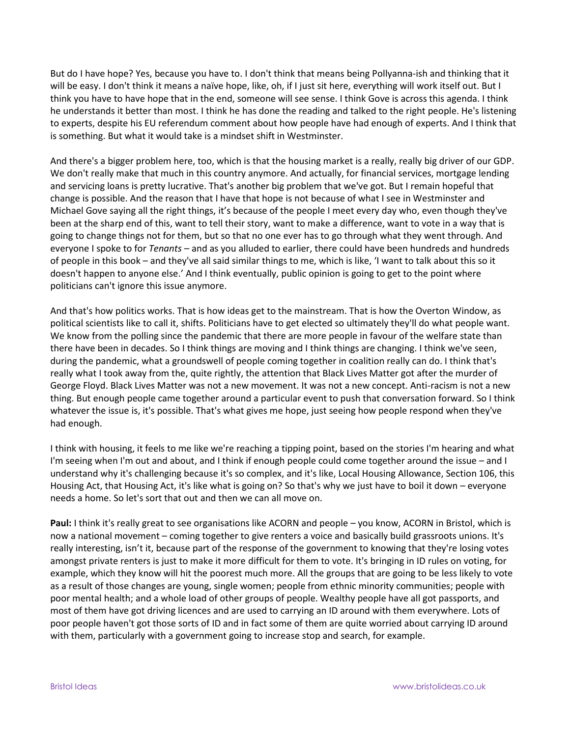But do I have hope? Yes, because you have to. I don't think that means being Pollyanna-ish and thinking that it will be easy. I don't think it means a naïve hope, like, oh, if I just sit here, everything will work itself out. But I think you have to have hope that in the end, someone will see sense. I think Gove is across this agenda. I think he understands it better than most. I think he has done the reading and talked to the right people. He's listening to experts, despite his EU referendum comment about how people have had enough of experts. And I think that is something. But what it would take is a mindset shift in Westminster.

And there's a bigger problem here, too, which is that the housing market is a really, really big driver of our GDP. We don't really make that much in this country anymore. And actually, for financial services, mortgage lending and servicing loans is pretty lucrative. That's another big problem that we've got. But I remain hopeful that change is possible. And the reason that I have that hope is not because of what I see in Westminster and Michael Gove saying all the right things, it's because of the people I meet every day who, even though they've been at the sharp end of this, want to tell their story, want to make a difference, want to vote in a way that is going to change things not for them, but so that no one ever has to go through what they went through. And everyone I spoke to for *Tenants* – and as you alluded to earlier, there could have been hundreds and hundreds of people in this book – and they've all said similar things to me, which is like, 'I want to talk about this so it doesn't happen to anyone else.' And I think eventually, public opinion is going to get to the point where politicians can't ignore this issue anymore.

And that's how politics works. That is how ideas get to the mainstream. That is how the Overton Window, as political scientists like to call it, shifts. Politicians have to get elected so ultimately they'll do what people want. We know from the polling since the pandemic that there are more people in favour of the welfare state than there have been in decades. So I think things are moving and I think things are changing. I think we've seen, during the pandemic, what a groundswell of people coming together in coalition really can do. I think that's really what I took away from the, quite rightly, the attention that Black Lives Matter got after the murder of George Floyd. Black Lives Matter was not a new movement. It was not a new concept. Anti-racism is not a new thing. But enough people came together around a particular event to push that conversation forward. So I think whatever the issue is, it's possible. That's what gives me hope, just seeing how people respond when they've had enough.

I think with housing, it feels to me like we're reaching a tipping point, based on the stories I'm hearing and what I'm seeing when I'm out and about, and I think if enough people could come together around the issue – and I understand why it's challenging because it's so complex, and it's like, Local Housing Allowance, Section 106, this Housing Act, that Housing Act, it's like what is going on? So that's why we just have to boil it down – everyone needs a home. So let's sort that out and then we can all move on.

**Paul:** I think it's really great to see organisations like ACORN and people – you know, ACORN in Bristol, which is now a national movement – coming together to give renters a voice and basically build grassroots unions. It's really interesting, isn't it, because part of the response of the government to knowing that they're losing votes amongst private renters is just to make it more difficult for them to vote. It's bringing in ID rules on voting, for example, which they know will hit the poorest much more. All the groups that are going to be less likely to vote as a result of those changes are young, single women; people from ethnic minority communities; people with poor mental health; and a whole load of other groups of people. Wealthy people have all got passports, and most of them have got driving licences and are used to carrying an ID around with them everywhere. Lots of poor people haven't got those sorts of ID and in fact some of them are quite worried about carrying ID around with them, particularly with a government going to increase stop and search, for example.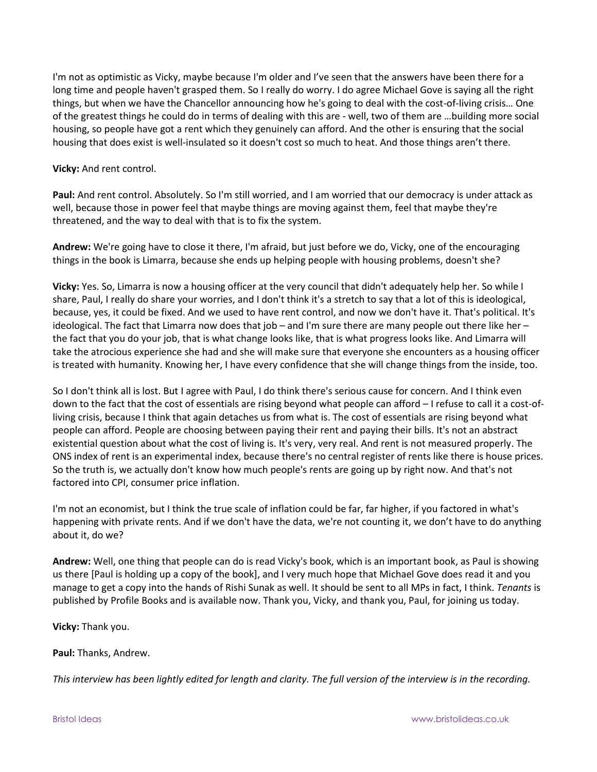I'm not as optimistic as Vicky, maybe because I'm older and I've seen that the answers have been there for a long time and people haven't grasped them. So I really do worry. I do agree Michael Gove is saying all the right things, but when we have the Chancellor announcing how he's going to deal with the cost-of-living crisis… One of the greatest things he could do in terms of dealing with this are - well, two of them are …building more social housing, so people have got a rent which they genuinely can afford. And the other is ensuring that the social housing that does exist is well-insulated so it doesn't cost so much to heat. And those things aren't there.

**Vicky:** And rent control.

**Paul:** And rent control. Absolutely. So I'm still worried, and I am worried that our democracy is under attack as well, because those in power feel that maybe things are moving against them, feel that maybe they're threatened, and the way to deal with that is to fix the system.

**Andrew:** We're going have to close it there, I'm afraid, but just before we do, Vicky, one of the encouraging things in the book is Limarra, because she ends up helping people with housing problems, doesn't she?

**Vicky:** Yes. So, Limarra is now a housing officer at the very council that didn't adequately help her. So while I share, Paul, I really do share your worries, and I don't think it's a stretch to say that a lot of this is ideological, because, yes, it could be fixed. And we used to have rent control, and now we don't have it. That's political. It's ideological. The fact that Limarra now does that job – and I'm sure there are many people out there like her – the fact that you do your job, that is what change looks like, that is what progress looks like. And Limarra will take the atrocious experience she had and she will make sure that everyone she encounters as a housing officer is treated with humanity. Knowing her, I have every confidence that she will change things from the inside, too.

So I don't think all is lost. But I agree with Paul, I do think there's serious cause for concern. And I think even down to the fact that the cost of essentials are rising beyond what people can afford – I refuse to call it a cost-of-living crisis, because I think that again detaches us from what is. The cost of essentials are rising beyond what people can afford. People are choosing between paying their rent and paying their bills. It's not an abstract existential question about what the cost of living is. It's very, very real. And rent is not measured properly. The ONS index of rent is an experimental index, because there's no central register of rents like there is house prices. So the truth is, we actually don't know how much people's rents are going up by right now. And that's not factored into CPI, consumer price inflation.

I'm not an economist, but I think the true scale of inflation could be far, far higher, if you factored in what's happening with private rents. And if we don't have the data, we're not counting it, we don't have to do anything about it, do we?

**Andrew:** Well, one thing that people can do is read Vicky's book, which is an important book, as Paul is showing us there [Paul is holding up a copy of the book], and I very much hope that Michael Gove does read it and you manage to get a copy into the hands of Rishi Sunak as well. It should be sent to all MPs in fact, I think. *Tenants* is published by Profile Books and is available now. Thank you, Vicky, and thank you, Paul, for joining us today.

**Vicky:** Thank you.

**Paul:** Thanks, Andrew.

*This interview has been lightly edited for length and clarity. The full version of the interview is in the recording.*